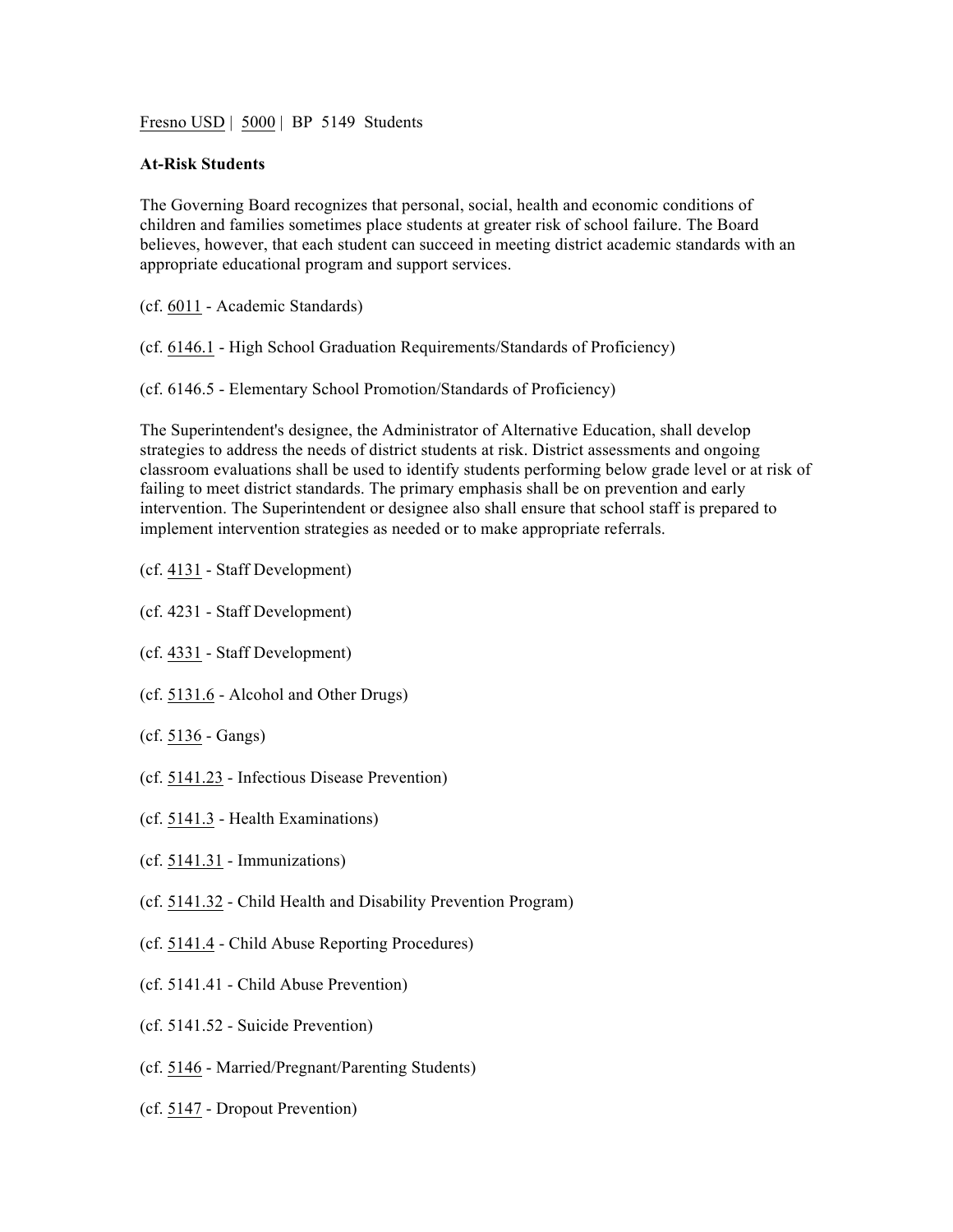Fresno USD | 5000 | BP 5149 Students

**At-Risk Students**

The Governing Board recognizes that personal, social, health and economic conditions of children and families sometimes place students at greater risk of school failure. The Board believes, however, that each student can succeed in meeting district academic standards with an appropriate educational program and support services.

(cf. 6011 - Academic Standards)

(cf. 6146.1 - High School Graduation Requirements/Standards of Proficiency)

(cf. 6146.5 - Elementary School Promotion/Standards of Proficiency)

The Superintendent's designee, the Administrator of Alternative Education, shall develop strategies to address the needs of district students at risk. District assessments and ongoing classroom evaluations shall be used to identify students performing below grade level or at risk of failing to meet district standards. The primary emphasis shall be on prevention and early intervention. The Superintendent or designee also shall ensure that school staff is prepared to implement intervention strategies as needed or to make appropriate referrals.

(cf. 4131 - Staff Development)

(cf. 4231 - Staff Development)

(cf. 4331 - Staff Development)

(cf. 5131.6 - Alcohol and Other Drugs)

(cf. 5136 - Gangs)

(cf. 5141.23 - Infectious Disease Prevention)

(cf. 5141.3 - Health Examinations)

(cf. 5141.31 - Immunizations)

(cf. 5141.32 - Child Health and Disability Prevention Program)

(cf. 5141.4 - Child Abuse Reporting Procedures)

(cf. 5141.41 - Child Abuse Prevention)

(cf. 5141.52 - Suicide Prevention)

(cf. 5146 - Married/Pregnant/Parenting Students)

(cf. 5147 - Dropout Prevention)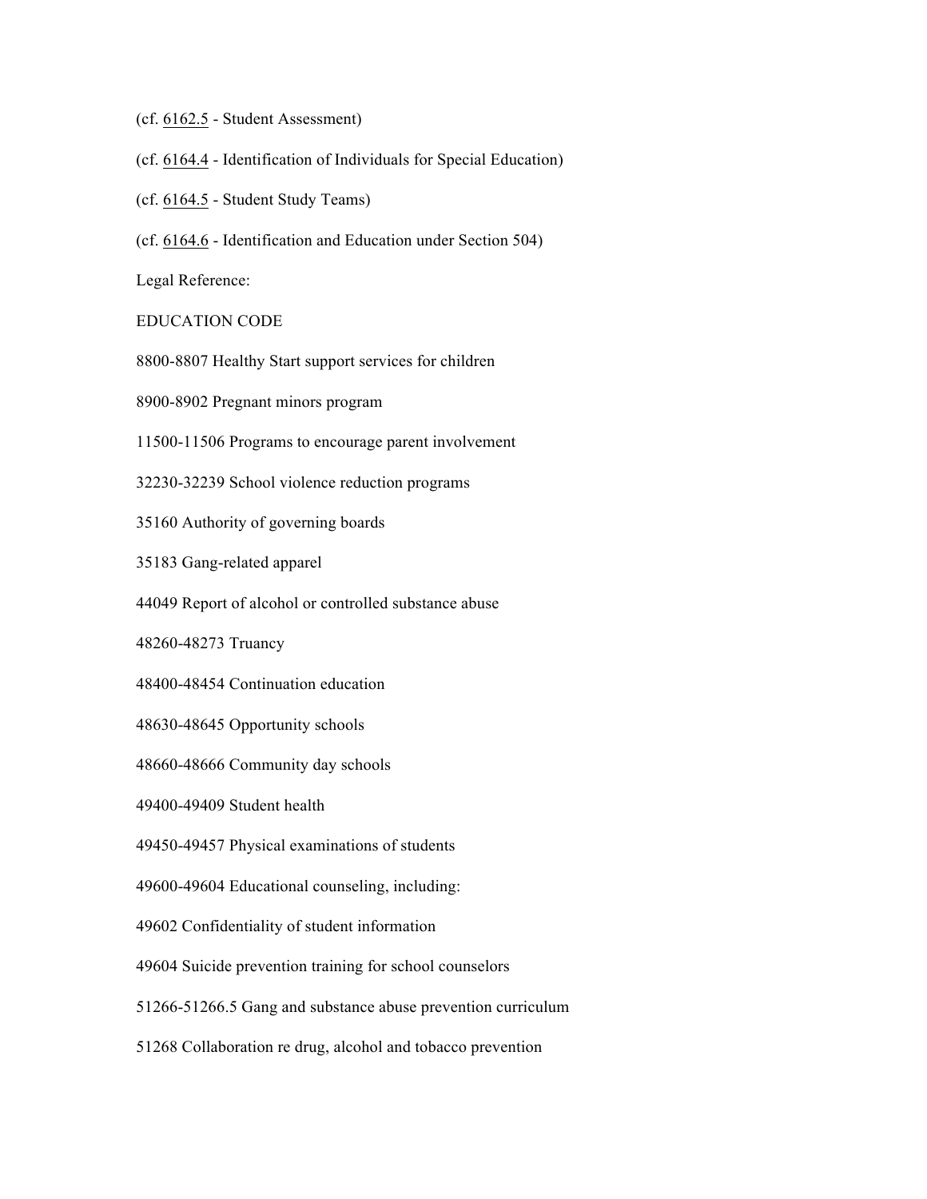(cf. 6162.5 - Student Assessment)

(cf. 6164.4 - Identification of Individuals for Special Education)

(cf. 6164.5 - Student Study Teams)

(cf. 6164.6 - Identification and Education under Section 504)

Legal Reference:

EDUCATION CODE

8800-8807 Healthy Start support services for children

8900-8902 Pregnant minors program

11500-11506 Programs to encourage parent involvement

32230-32239 School violence reduction programs

35160 Authority of governing boards

35183 Gang-related apparel

44049 Report of alcohol or controlled substance abuse

48260-48273 Truancy

48400-48454 Continuation education

48630-48645 Opportunity schools

48660-48666 Community day schools

49400-49409 Student health

49450-49457 Physical examinations of students

49600-49604 Educational counseling, including:

49602 Confidentiality of student information

49604 Suicide prevention training for school counselors

51266-51266.5 Gang and substance abuse prevention curriculum

51268 Collaboration re drug, alcohol and tobacco prevention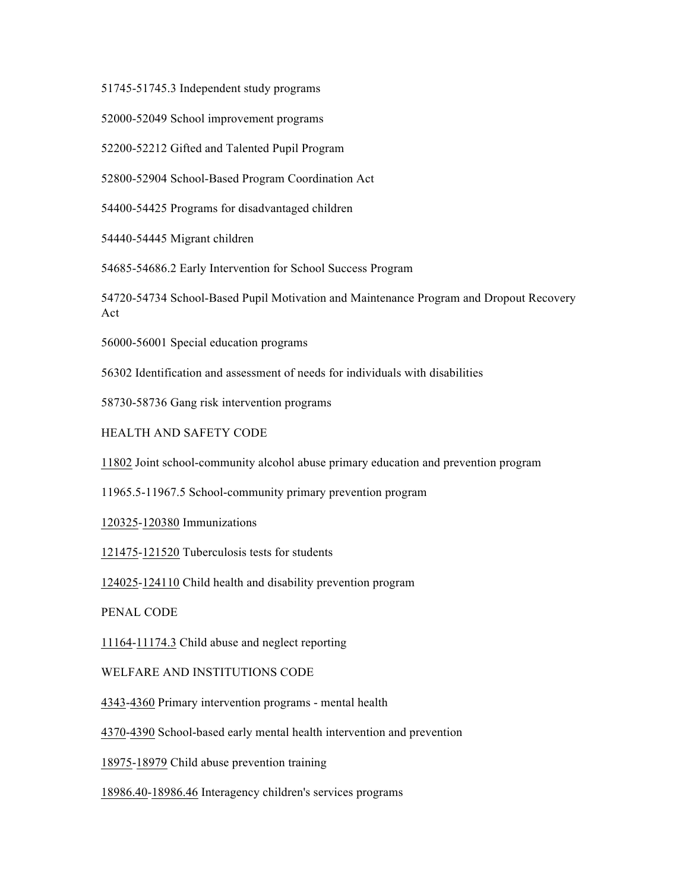51745-51745.3 Independent study programs

52000-52049 School improvement programs

52200-52212 Gifted and Talented Pupil Program

52800-52904 School-Based Program Coordination Act

54400-54425 Programs for disadvantaged children

54440-54445 Migrant children

54685-54686.2 Early Intervention for School Success Program

54720-54734 School-Based Pupil Motivation and Maintenance Program and Dropout Recovery Act

56000-56001 Special education programs

56302 Identification and assessment of needs for individuals with disabilities

58730-58736 Gang risk intervention programs

HEALTH AND SAFETY CODE

11802 Joint school-community alcohol abuse primary education and prevention program

11965.5-11967.5 School-community primary prevention program

120325-120380 Immunizations

121475-121520 Tuberculosis tests for students

124025-124110 Child health and disability prevention program

PENAL CODE

11164-11174.3 Child abuse and neglect reporting

WELFARE AND INSTITUTIONS CODE

4343-4360 Primary intervention programs - mental health

4370-4390 School-based early mental health intervention and prevention

18975-18979 Child abuse prevention training

18986.40-18986.46 Interagency children's services programs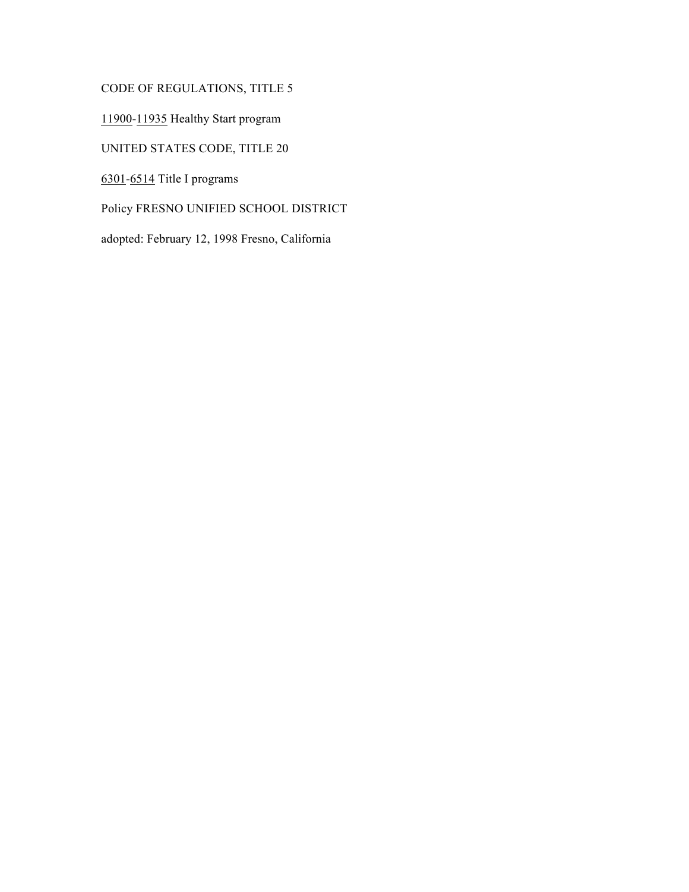CODE OF REGULATIONS, TITLE 5

11900-11935 Healthy Start program

UNITED STATES CODE, TITLE 20

6301-6514 Title I programs

Policy FRESNO UNIFIED SCHOOL DISTRICT

adopted: February 12, 1998 Fresno, California